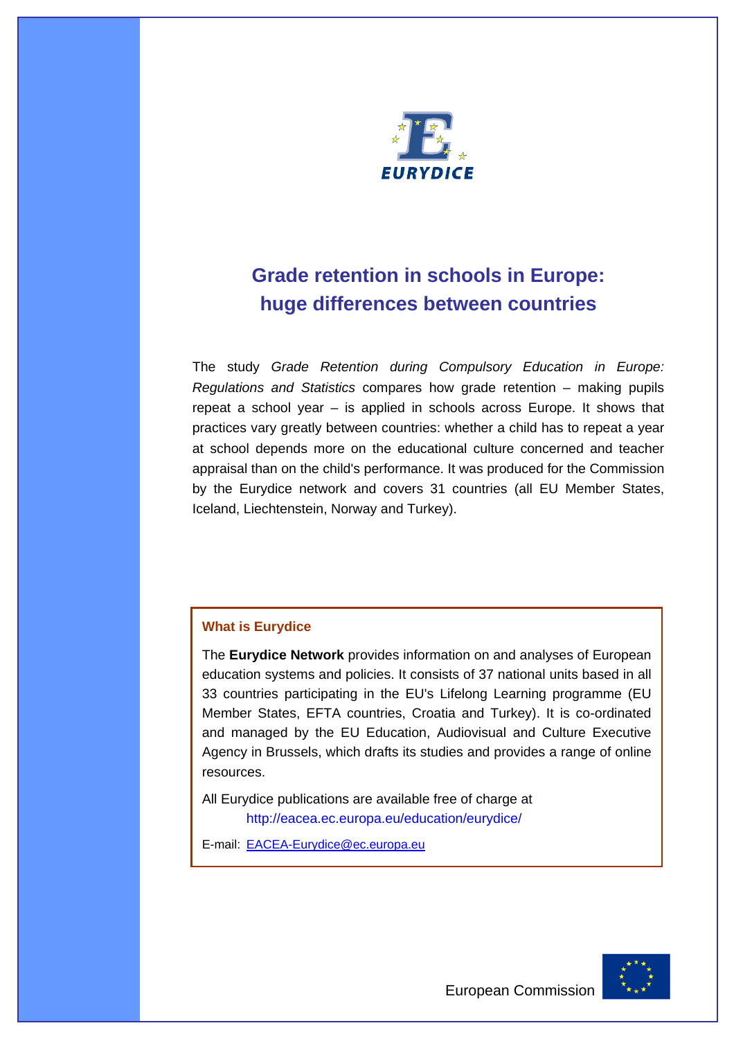EURYDICE

# Grade retention in schools in Europe: huge differences between countries

The study *Grade Retention during Compulsory Education in Europe: Regulations and Statistics* compares how grade retention – making pupils repeat a school year – is applied in schools across Europe. It shows that practices vary greatly between countries: whether a child has to repeat a year at school depends more on the educational culture concerned and teacher appraisal than on the child's performance. It was produced for the Commission by the Eurydice network and covers 31 countries (all EU Member States, Iceland, Liechtenstein, Norway and Turkey).

### What is Eurydice

The **Eurydice Network** provides information on and analyses of European education systems and policies. It consists of 37 national units based in all 33 countries participating in the EU's Lifelong Learning programme (EU Member States, EFTA countries, Croatia and Turkey). It is co-ordinated and managed by the EU Education, Audiovisual and Culture Executive Agency in Brussels, which drafts its studies and provides a range of online resources.

All Eurydice publications are available free of charge at

http://eacea.ec.europa.eu/education/eurydice/

E-mail: EACEA-Eurydice@ec.europa.eu

European Commission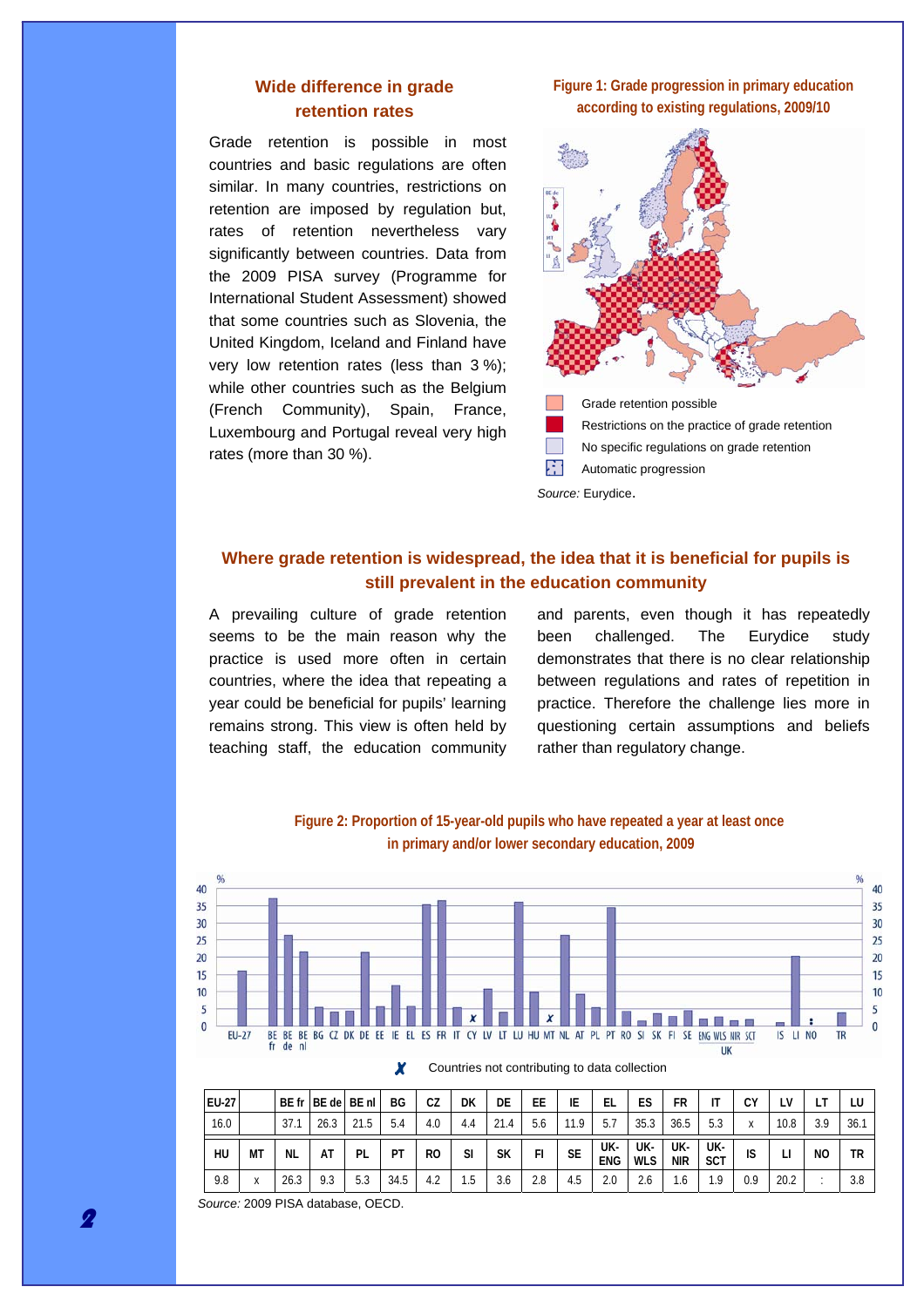## Wide difference in grade retention rates

Grade retention is possible in most countries and basic regulations are often similar. In many countries, restrictions on retention are imposed by regulation but, rates of retention nevertheless vary significantly between countries. Data from the 2009 PISA survey (Programme for International Student Assessment) showed that some countries such as Slovenia, the United Kingdom, Iceland and Finland have very low retention rates (less than 3 %); while other countries such as the Belgium (French Community), Spain, France, Luxembourg and Portugal reveal very high rates (more than 30 %).

**Figure 1: Grade progression in primary education according to existing regulations, 2009/10**

- Grade retention possible
- Restrictions on the practice of grade retention
- No specific regulations on grade retention
- Automatic progression

*Source:* Eurydice.

## Where grade retention is widespread, the idea that it is beneficial for pupils is still prevalent in the education community

A prevailing culture of grade retention seems to be the main reason why the practice is used more often in certain countries, where the idea that repeating a year could be beneficial for pupils' learning remains strong. This view is often held by teaching staff, the education community and parents, even though it has repeatedly been challenged. The Eurydice study demonstrates that there is no clear relationship between regulations and rates of repetition in practice. Therefore the challenge lies more in questioning certain assumptions and beliefs rather than regulatory change.

**Figure 2: Proportion of 15-year-old pupils who have repeated a year at least once in primary and/or lower secondary education, 2009**

✗ Countries not contributing to data collection

| EU-27 | | BE fr | BE de | BE nl | BG | CZ | DK | DE | EE | IE | EL | ES | FR | IT | CY | LV | LT | LU |
|---|---|---|---|---|---|---|---|---|---|---|---|---|---|---|---|---|---|---|
| 16.0 | | 37.1 | 26.3 | 21.5 | 5.4 | 4.0 | 4.4 | 21.4 | 5.6 | 11.9 | 5.7 | 35.3 | 36.5 | 5.3 | x | 10.8 | 3.9 | 36.1 |
| **HU** | **MT** | **NL** | **AT** | **PL** | **PT** | **RO** | **SI** | **SK** | **FI** | **SE** | **UK-ENG** | **UK-WLS** | **UK-NIR** | **UK-SCT** | **IS** | **LI** | **NO** | **TR** |
| 9.8 | x | 26.3 | 9.3 | 5.3 | 34.5 | 4.2 | 1.5 | 3.6 | 2.8 | 4.5 | 2.0 | 2.6 | 1.6 | 1.9 | 0.9 | 20.2 | : | 3.8 |

*Source:* 2009 PISA database, OECD.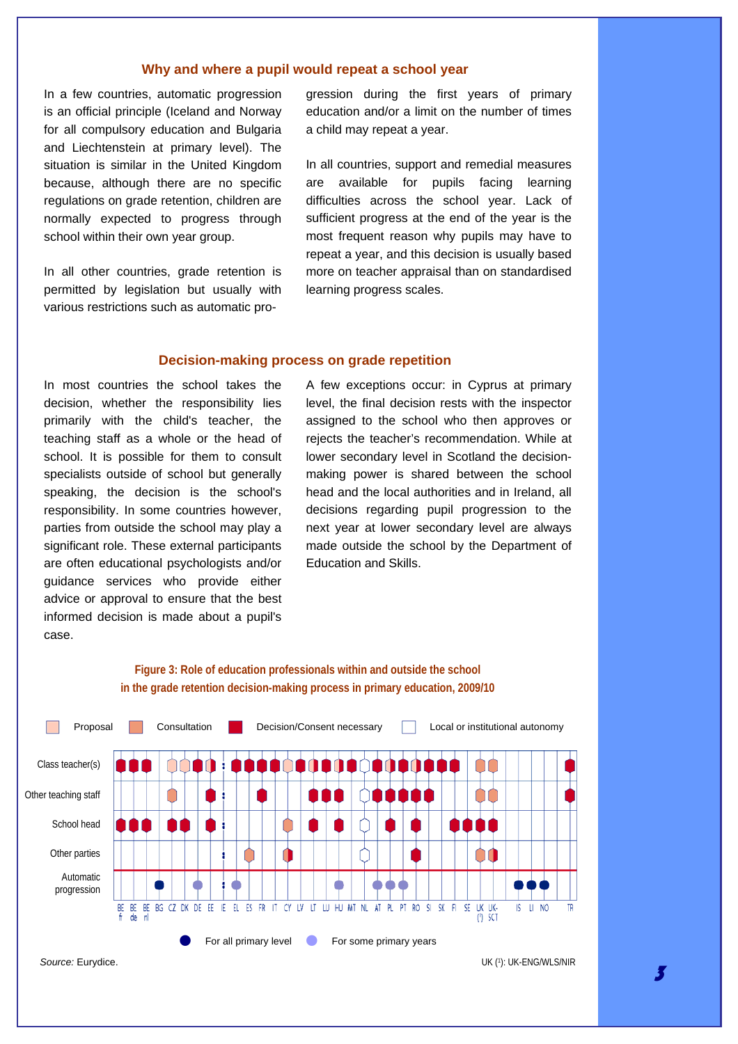## Why and where a pupil would repeat a school year

In a few countries, automatic progression is an official principle (Iceland and Norway for all compulsory education and Bulgaria and Liechtenstein at primary level). The situation is similar in the United Kingdom because, although there are no specific regulations on grade retention, children are normally expected to progress through school within their own year group.

In all other countries, grade retention is permitted by legislation but usually with various restrictions such as automatic progression during the first years of primary education and/or a limit on the number of times a child may repeat a year.

In all countries, support and remedial measures are available for pupils facing learning difficulties across the school year. Lack of sufficient progress at the end of the year is the most frequent reason why pupils may have to repeat a year, and this decision is usually based more on teacher appraisal than on standardised learning progress scales.

## Decision-making process on grade repetition

In most countries the school takes the decision, whether the responsibility lies primarily with the child's teacher, the teaching staff as a whole or the head of school. It is possible for them to consult specialists outside of school but generally speaking, the decision is the school's responsibility. In some countries however, parties from outside the school may play a significant role. These external participants are often educational psychologists and/or guidance services who provide either advice or approval to ensure that the best informed decision is made about a pupil's case.

A few exceptions occur: in Cyprus at primary level, the final decision rests with the inspector assigned to the school who then approves or rejects the teacher's recommendation. While at lower secondary level in Scotland the decision-making power is shared between the school head and the local authorities and in Ireland, all decisions regarding pupil progression to the next year at lower secondary level are always made outside the school by the Department of Education and Skills.

**Figure 3: Role of education professionals within and outside the school in the grade retention decision-making process in primary education, 2009/10**

Legend: Proposal | Consultation | Decision/Consent necessary | Local or institutional autonomy

Rows: Class teacher(s); Other teaching staff; School head; Other parties; Automatic progression

Countries: BE fr, BE de, BE nl, BG, CZ, DK, DE, EE, IE, EL, ES, FR, IT, CY, LV, LT, LU, HU, MT, NL, AT, PL, PT, RO, SI, SK, FI, SE, UK (¹), UK-SCT, IS, LI, NO, TR

● For all primary level ● For some primary years

*Source:* Eurydice.

UK (¹): UK-ENG/WLS/NIR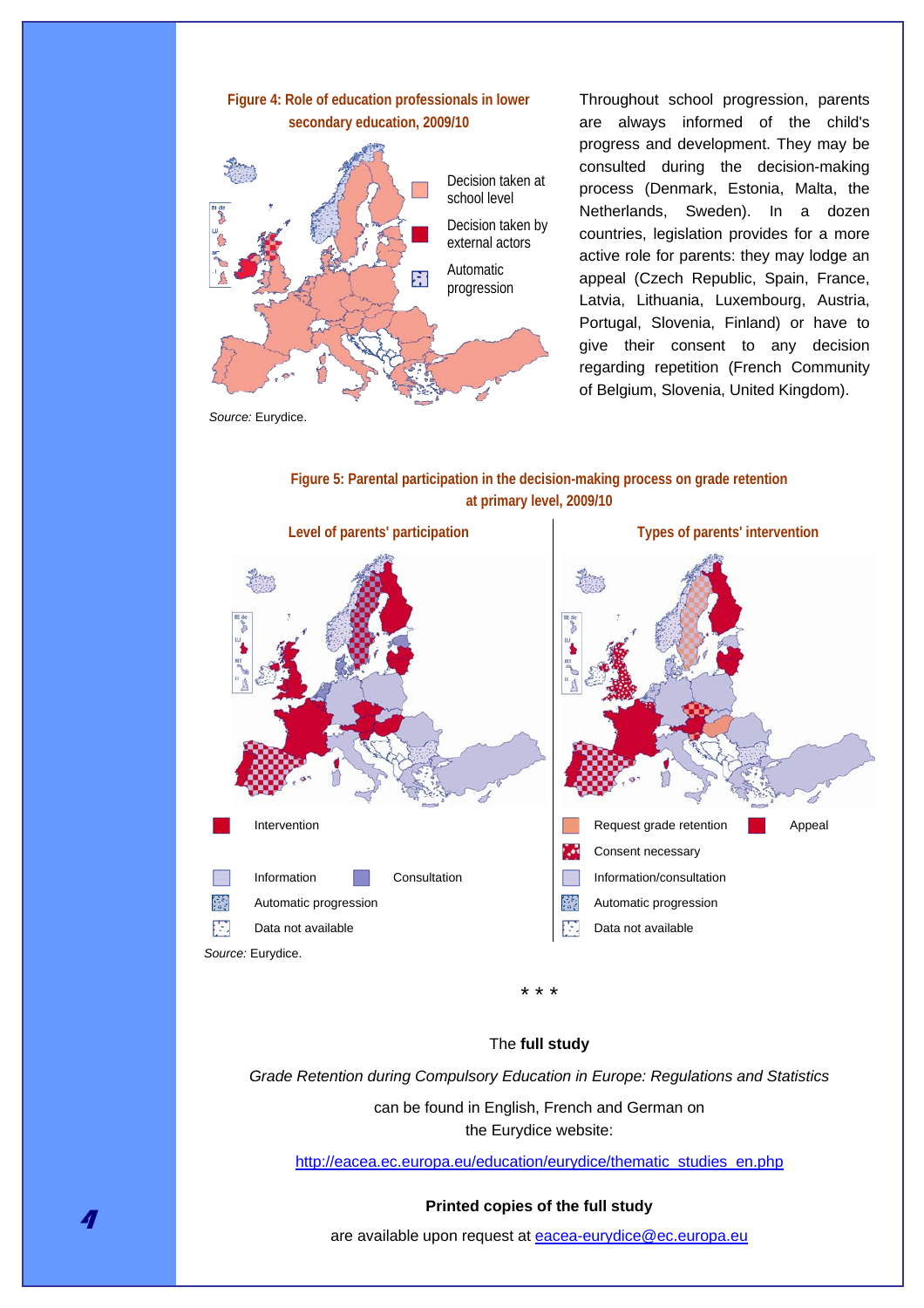**Figure 4: Role of education professionals in lower secondary education, 2009/10**

Decision taken at school level

Decision taken by external actors

Automatic progression

*Source:* Eurydice.

Throughout school progression, parents are always informed of the child's progress and development. They may be consulted during the decision-making process (Denmark, Estonia, Malta, the Netherlands, Sweden). In a dozen countries, legislation provides for a more active role for parents: they may lodge an appeal (Czech Republic, Spain, France, Latvia, Lithuania, Luxembourg, Austria, Portugal, Slovenia, Finland) or have to give their consent to any decision regarding repetition (French Community of Belgium, Slovenia, United Kingdom).

**Figure 5: Parental participation in the decision-making process on grade retention at primary level, 2009/10**

**Level of parents' participation**

Intervention

Information

Consultation

Automatic progression

Data not available

**Types of parents' intervention**

Request grade retention

Appeal

Consent necessary

Information/consultation

Automatic progression

Data not available

*Source:* Eurydice.

\* \* \*

The **full study**

*Grade Retention during Compulsory Education in Europe: Regulations and Statistics*

can be found in English, French and German on the Eurydice website:

http://eacea.ec.europa.eu/education/eurydice/thematic_studies_en.php

**Printed copies of the full study**

are available upon request at eacea-eurydice@ec.europa.eu